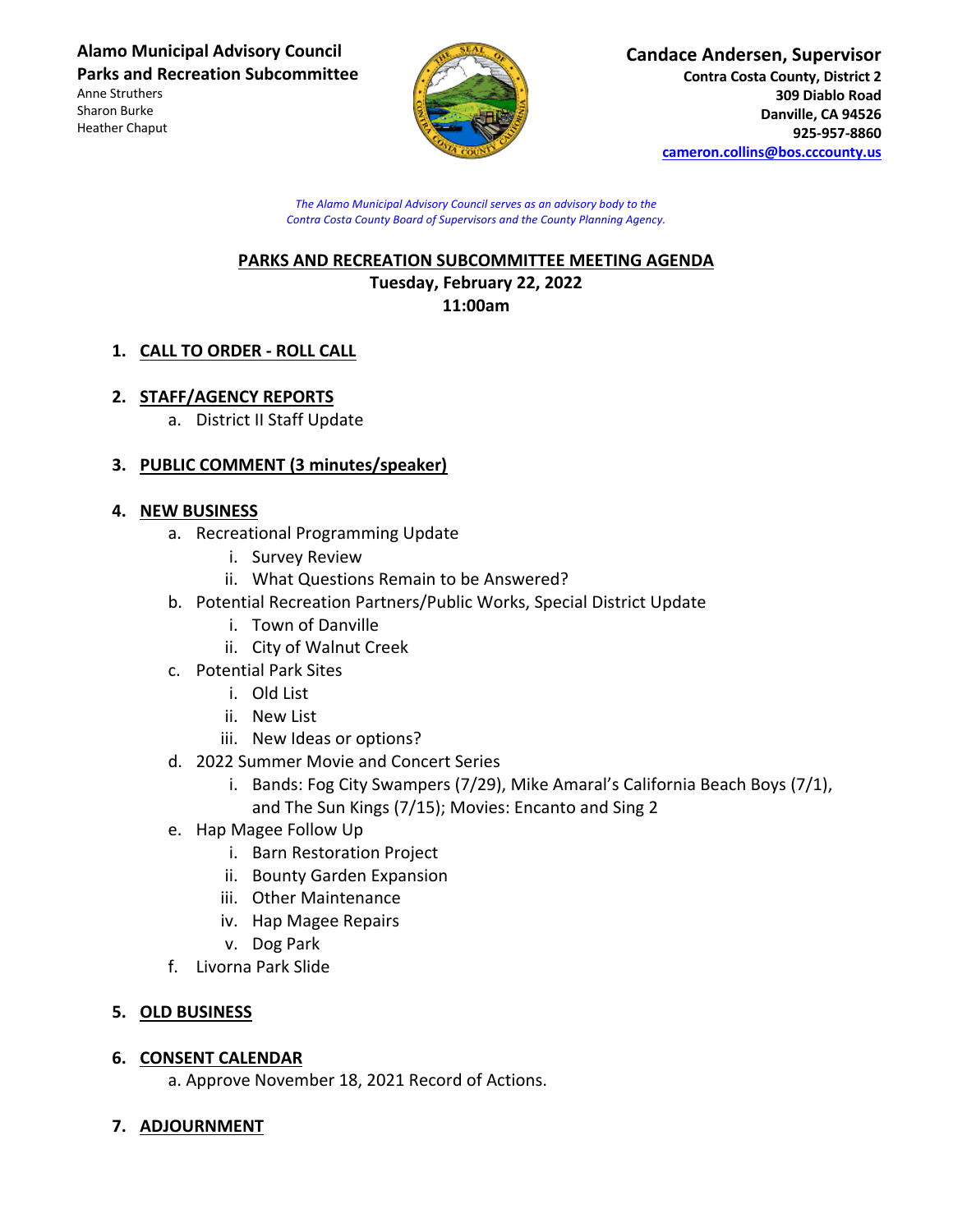**Alamo Municipal Advisory Council**
**Parks and Recreation Subcommittee**
Anne Struthers
Sharon Burke
Heather Chaput

**Candace Andersen, Supervisor**
**Contra Costa County, District 2**
**309 Diablo Road**
**Danville, CA 94526**
**925-957-8860**
**cameron.collins@bos.cccounty.us**

*The Alamo Municipal Advisory Council serves as an advisory body to the Contra Costa County Board of Supervisors and the County Planning Agency.*

## PARKS AND RECREATION SUBCOMMITTEE MEETING AGENDA

**Tuesday, February 22, 2022**
**11:00am**

1. **CALL TO ORDER - ROLL CALL**

2. **STAFF/AGENCY REPORTS**
   a. District II Staff Update

3. **PUBLIC COMMENT (3 minutes/speaker)**

4. **NEW BUSINESS**
   a. Recreational Programming Update
      i. Survey Review
      ii. What Questions Remain to be Answered?
   b. Potential Recreation Partners/Public Works, Special District Update
      i. Town of Danville
      ii. City of Walnut Creek
   c. Potential Park Sites
      i. Old List
      ii. New List
      iii. New Ideas or options?
   d. 2022 Summer Movie and Concert Series
      i. Bands: Fog City Swampers (7/29), Mike Amaral's California Beach Boys (7/1), and The Sun Kings (7/15); Movies: Encanto and Sing 2
   e. Hap Magee Follow Up
      i. Barn Restoration Project
      ii. Bounty Garden Expansion
      iii. Other Maintenance
      iv. Hap Magee Repairs
      v. Dog Park
   f. Livorna Park Slide

5. **OLD BUSINESS**

6. **CONSENT CALENDAR**
   a. Approve November 18, 2021 Record of Actions.

7. **ADJOURNMENT**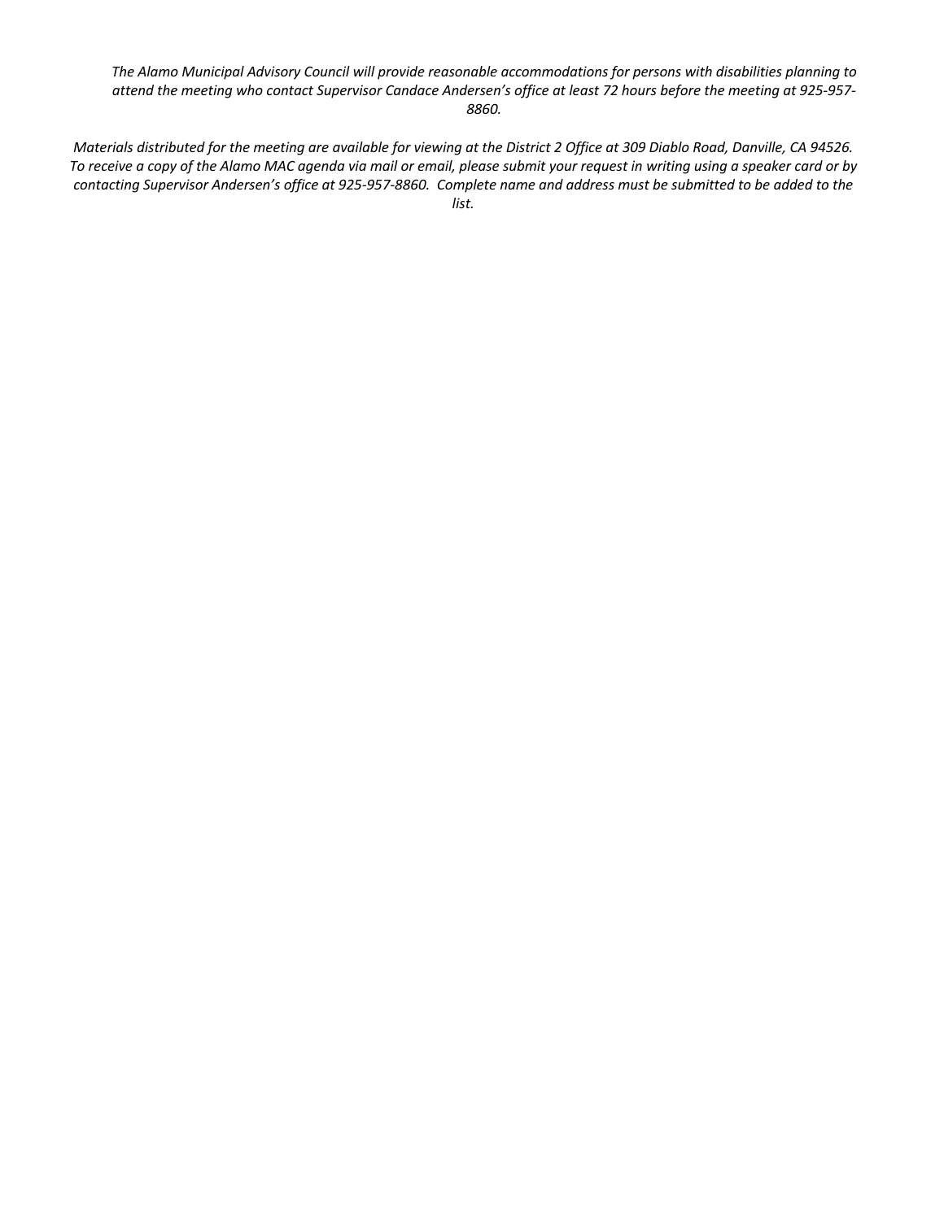*The Alamo Municipal Advisory Council will provide reasonable accommodations for persons with disabilities planning to attend the meeting who contact Supervisor Candace Andersen's office at least 72 hours before the meeting at 925-957-8860.*

*Materials distributed for the meeting are available for viewing at the District 2 Office at 309 Diablo Road, Danville, CA 94526. To receive a copy of the Alamo MAC agenda via mail or email, please submit your request in writing using a speaker card or by contacting Supervisor Andersen's office at 925-957-8860. Complete name and address must be submitted to be added to the list.*